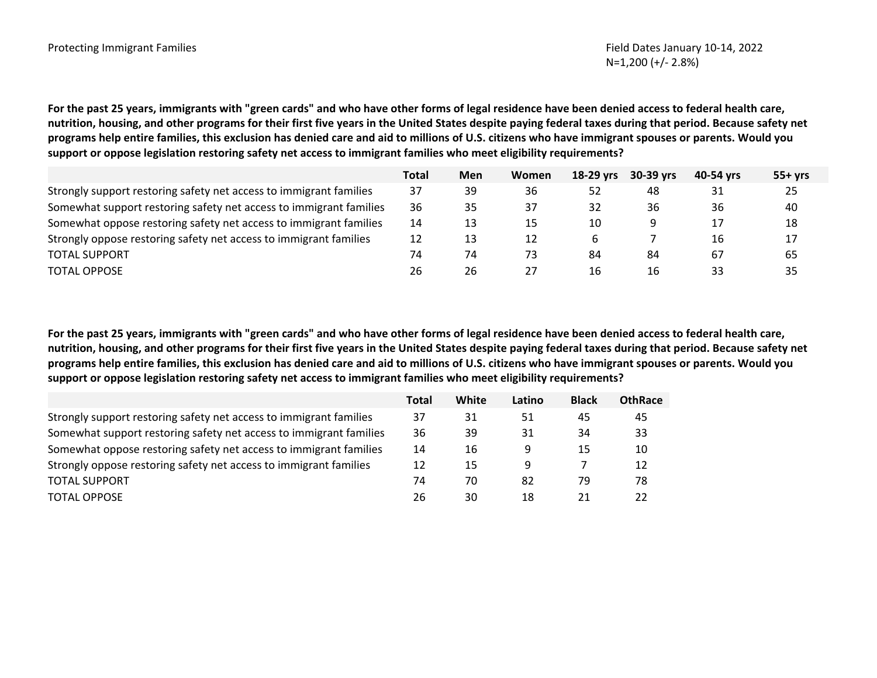Protecting Immigrant Families

Field Dates January 10-14, 2022
N=1,200 (+/- 2.8%)

**For the past 25 years, immigrants with "green cards" and who have other forms of legal residence have been denied access to federal health care, nutrition, housing, and other programs for their first five years in the United States despite paying federal taxes during that period. Because safety net programs help entire families, this exclusion has denied care and aid to millions of U.S. citizens who have immigrant spouses or parents. Would you support or oppose legislation restoring safety net access to immigrant families who meet eligibility requirements?**

| | Total | Men | Women | 18-29 yrs | 30-39 yrs | 40-54 yrs | 55+ yrs |
|---|---|---|---|---|---|---|---|
| Strongly support restoring safety net access to immigrant families | 37 | 39 | 36 | 52 | 48 | 31 | 25 |
| Somewhat support restoring safety net access to immigrant families | 36 | 35 | 37 | 32 | 36 | 36 | 40 |
| Somewhat oppose restoring safety net access to immigrant families | 14 | 13 | 15 | 10 | 9 | 17 | 18 |
| Strongly oppose restoring safety net access to immigrant families | 12 | 13 | 12 | 6 | 7 | 16 | 17 |
| TOTAL SUPPORT | 74 | 74 | 73 | 84 | 84 | 67 | 65 |
| TOTAL OPPOSE | 26 | 26 | 27 | 16 | 16 | 33 | 35 |

**For the past 25 years, immigrants with "green cards" and who have other forms of legal residence have been denied access to federal health care, nutrition, housing, and other programs for their first five years in the United States despite paying federal taxes during that period. Because safety net programs help entire families, this exclusion has denied care and aid to millions of U.S. citizens who have immigrant spouses or parents. Would you support or oppose legislation restoring safety net access to immigrant families who meet eligibility requirements?**

| | Total | White | Latino | Black | OthRace |
|---|---|---|---|---|---|
| Strongly support restoring safety net access to immigrant families | 37 | 31 | 51 | 45 | 45 |
| Somewhat support restoring safety net access to immigrant families | 36 | 39 | 31 | 34 | 33 |
| Somewhat oppose restoring safety net access to immigrant families | 14 | 16 | 9 | 15 | 10 |
| Strongly oppose restoring safety net access to immigrant families | 12 | 15 | 9 | 7 | 12 |
| TOTAL SUPPORT | 74 | 70 | 82 | 79 | 78 |
| TOTAL OPPOSE | 26 | 30 | 18 | 21 | 22 |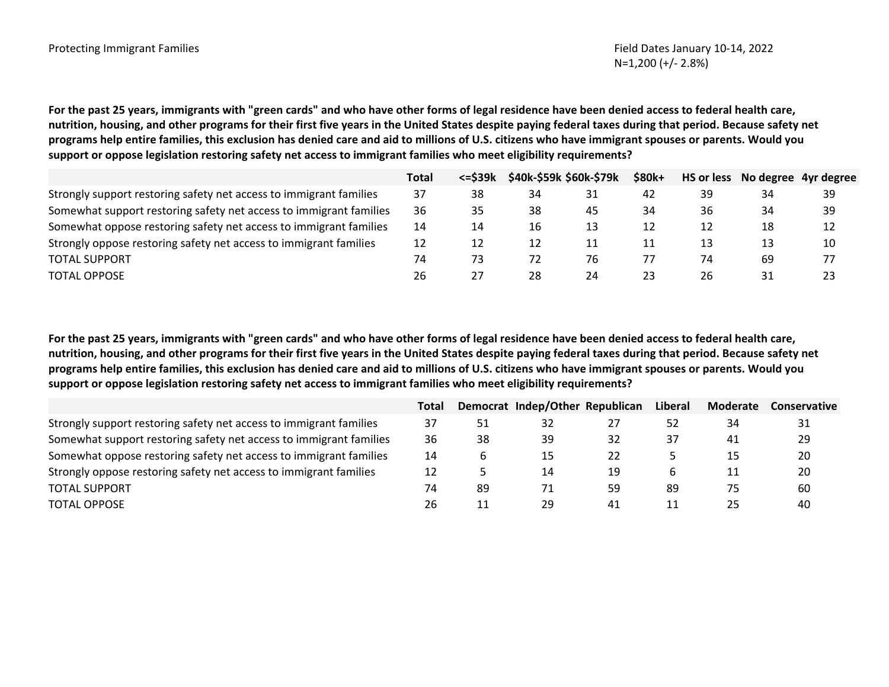Protecting Immigrant Families

Field Dates January 10-14, 2022
N=1,200 (+/- 2.8%)

**For the past 25 years, immigrants with "green cards" and who have other forms of legal residence have been denied access to federal health care, nutrition, housing, and other programs for their first five years in the United States despite paying federal taxes during that period. Because safety net programs help entire families, this exclusion has denied care and aid to millions of U.S. citizens who have immigrant spouses or parents. Would you support or oppose legislation restoring safety net access to immigrant families who meet eligibility requirements?**

| | Total | <=$39k | $40k-$59k | $60k-$79k | $80k+ | HS or less | No degree | 4yr degree |
|---|---|---|---|---|---|---|---|---|
| Strongly support restoring safety net access to immigrant families | 37 | 38 | 34 | 31 | 42 | 39 | 34 | 39 |
| Somewhat support restoring safety net access to immigrant families | 36 | 35 | 38 | 45 | 34 | 36 | 34 | 39 |
| Somewhat oppose restoring safety net access to immigrant families | 14 | 14 | 16 | 13 | 12 | 12 | 18 | 12 |
| Strongly oppose restoring safety net access to immigrant families | 12 | 12 | 12 | 11 | 11 | 13 | 13 | 10 |
| TOTAL SUPPORT | 74 | 73 | 72 | 76 | 77 | 74 | 69 | 77 |
| TOTAL OPPOSE | 26 | 27 | 28 | 24 | 23 | 26 | 31 | 23 |

**For the past 25 years, immigrants with "green cards" and who have other forms of legal residence have been denied access to federal health care, nutrition, housing, and other programs for their first five years in the United States despite paying federal taxes during that period. Because safety net programs help entire families, this exclusion has denied care and aid to millions of U.S. citizens who have immigrant spouses or parents. Would you support or oppose legislation restoring safety net access to immigrant families who meet eligibility requirements?**

| | Total | Democrat | Indep/Other | Republican | Liberal | Moderate | Conservative |
|---|---|---|---|---|---|---|---|
| Strongly support restoring safety net access to immigrant families | 37 | 51 | 32 | 27 | 52 | 34 | 31 |
| Somewhat support restoring safety net access to immigrant families | 36 | 38 | 39 | 32 | 37 | 41 | 29 |
| Somewhat oppose restoring safety net access to immigrant families | 14 | 6 | 15 | 22 | 5 | 15 | 20 |
| Strongly oppose restoring safety net access to immigrant families | 12 | 5 | 14 | 19 | 6 | 11 | 20 |
| TOTAL SUPPORT | 74 | 89 | 71 | 59 | 89 | 75 | 60 |
| TOTAL OPPOSE | 26 | 11 | 29 | 41 | 11 | 25 | 40 |